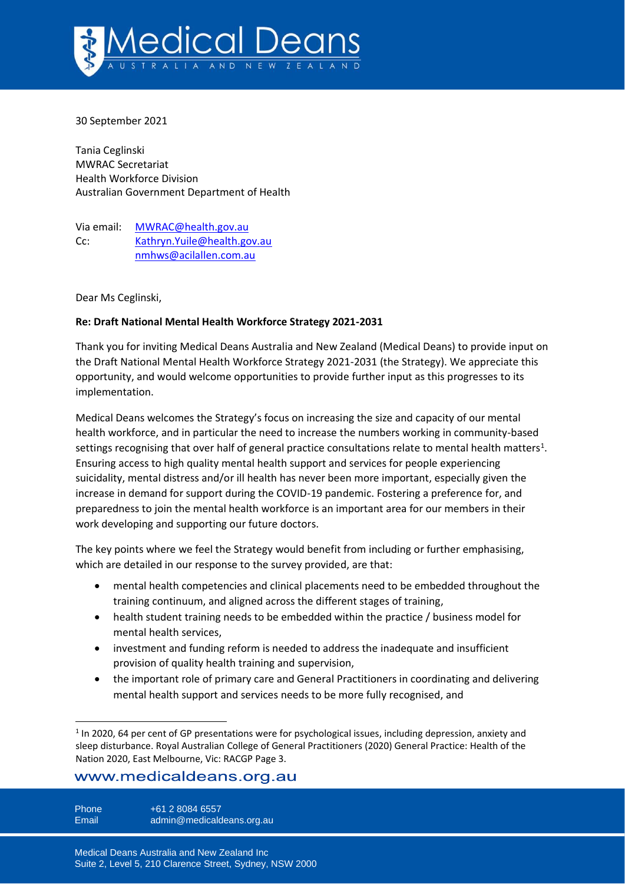30 September 2021

Tania Ceglinski
MWRAC Secretariat
Health Workforce Division
Australian Government Department of Health

Via email: MWRAC@health.gov.au
Cc: Kathryn.Yuile@health.gov.au
nmhws@acilallen.com.au

Dear Ms Ceglinski,

**Re: Draft National Mental Health Workforce Strategy 2021-2031**

Thank you for inviting Medical Deans Australia and New Zealand (Medical Deans) to provide input on the Draft National Mental Health Workforce Strategy 2021-2031 (the Strategy). We appreciate this opportunity, and would welcome opportunities to provide further input as this progresses to its implementation.

Medical Deans welcomes the Strategy's focus on increasing the size and capacity of our mental health workforce, and in particular the need to increase the numbers working in community-based settings recognising that over half of general practice consultations relate to mental health matters[1]. Ensuring access to high quality mental health support and services for people experiencing suicidality, mental distress and/or ill health has never been more important, especially given the increase in demand for support during the COVID-19 pandemic. Fostering a preference for, and preparedness to join the mental health workforce is an important area for our members in their work developing and supporting our future doctors.

The key points where we feel the Strategy would benefit from including or further emphasising, which are detailed in our response to the survey provided, are that:

- mental health competencies and clinical placements need to be embedded throughout the training continuum, and aligned across the different stages of training,
- health student training needs to be embedded within the practice / business model for mental health services,
- investment and funding reform is needed to address the inadequate and insufficient provision of quality health training and supervision,
- the important role of primary care and General Practitioners in coordinating and delivering mental health support and services needs to be more fully recognised, and

[1] In 2020, 64 per cent of GP presentations were for psychological issues, including depression, anxiety and sleep disturbance. Royal Australian College of General Practitioners (2020) General Practice: Health of the Nation 2020, East Melbourne, Vic: RACGP Page 3.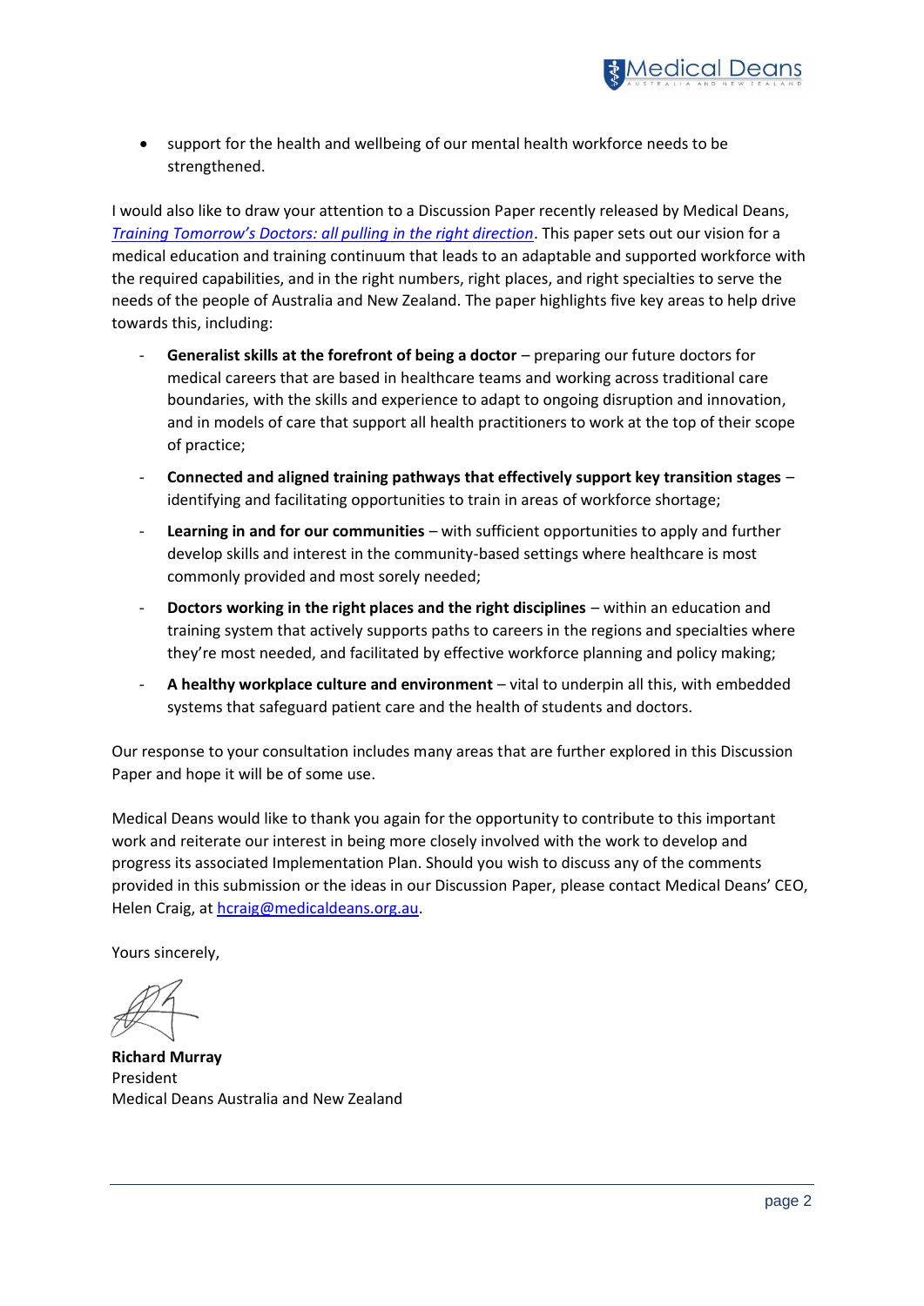- support for the health and wellbeing of our mental health workforce needs to be strengthened.

I would also like to draw your attention to a Discussion Paper recently released by Medical Deans, *Training Tomorrow's Doctors: all pulling in the right direction*. This paper sets out our vision for a medical education and training continuum that leads to an adaptable and supported workforce with the required capabilities, and in the right numbers, right places, and right specialties to serve the needs of the people of Australia and New Zealand. The paper highlights five key areas to help drive towards this, including:

- **Generalist skills at the forefront of being a doctor** – preparing our future doctors for medical careers that are based in healthcare teams and working across traditional care boundaries, with the skills and experience to adapt to ongoing disruption and innovation, and in models of care that support all health practitioners to work at the top of their scope of practice;
- **Connected and aligned training pathways that effectively support key transition stages** – identifying and facilitating opportunities to train in areas of workforce shortage;
- **Learning in and for our communities** – with sufficient opportunities to apply and further develop skills and interest in the community-based settings where healthcare is most commonly provided and most sorely needed;
- **Doctors working in the right places and the right disciplines** – within an education and training system that actively supports paths to careers in the regions and specialties where they're most needed, and facilitated by effective workforce planning and policy making;
- **A healthy workplace culture and environment** – vital to underpin all this, with embedded systems that safeguard patient care and the health of students and doctors.

Our response to your consultation includes many areas that are further explored in this Discussion Paper and hope it will be of some use.

Medical Deans would like to thank you again for the opportunity to contribute to this important work and reiterate our interest in being more closely involved with the work to develop and progress its associated Implementation Plan. Should you wish to discuss any of the comments provided in this submission or the ideas in our Discussion Paper, please contact Medical Deans' CEO, Helen Craig, at hcraig@medicaldeans.org.au.

Yours sincerely,

**Richard Murray**
President
Medical Deans Australia and New Zealand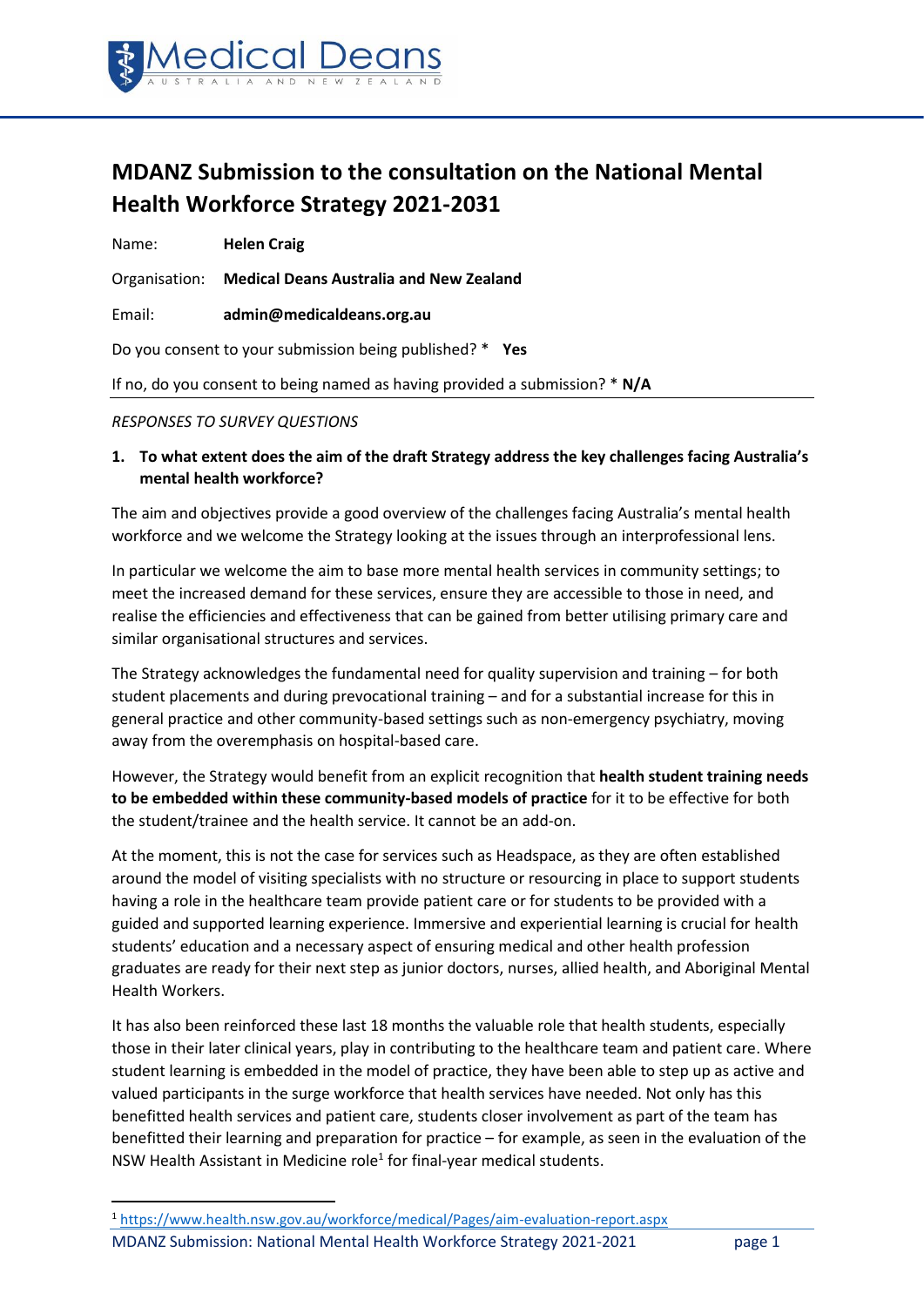# MDANZ Submission to the consultation on the National Mental Health Workforce Strategy 2021-2031

Name: **Helen Craig**

Organisation: **Medical Deans Australia and New Zealand**

Email: **admin@medicaldeans.org.au**

Do you consent to your submission being published? * **Yes**

If no, do you consent to being named as having provided a submission? * **N/A**

---

*RESPONSES TO SURVEY QUESTIONS*

1. **To what extent does the aim of the draft Strategy address the key challenges facing Australia's mental health workforce?**

The aim and objectives provide a good overview of the challenges facing Australia's mental health workforce and we welcome the Strategy looking at the issues through an interprofessional lens.

In particular we welcome the aim to base more mental health services in community settings; to meet the increased demand for these services, ensure they are accessible to those in need, and realise the efficiencies and effectiveness that can be gained from better utilising primary care and similar organisational structures and services.

The Strategy acknowledges the fundamental need for quality supervision and training – for both student placements and during prevocational training – and for a substantial increase for this in general practice and other community-based settings such as non-emergency psychiatry, moving away from the overemphasis on hospital-based care.

However, the Strategy would benefit from an explicit recognition that **health student training needs to be embedded within these community-based models of practice** for it to be effective for both the student/trainee and the health service. It cannot be an add-on.

At the moment, this is not the case for services such as Headspace, as they are often established around the model of visiting specialists with no structure or resourcing in place to support students having a role in the healthcare team provide patient care or for students to be provided with a guided and supported learning experience. Immersive and experiential learning is crucial for health students' education and a necessary aspect of ensuring medical and other health profession graduates are ready for their next step as junior doctors, nurses, allied health, and Aboriginal Mental Health Workers.

It has also been reinforced these last 18 months the valuable role that health students, especially those in their later clinical years, play in contributing to the healthcare team and patient care. Where student learning is embedded in the model of practice, they have been able to step up as active and valued participants in the surge workforce that health services have needed. Not only has this benefitted health services and patient care, students closer involvement as part of the team has benefitted their learning and preparation for practice – for example, as seen in the evaluation of the NSW Health Assistant in Medicine role[1] for final-year medical students.

---

[1] https://www.health.nsw.gov.au/workforce/medical/Pages/aim-evaluation-report.aspx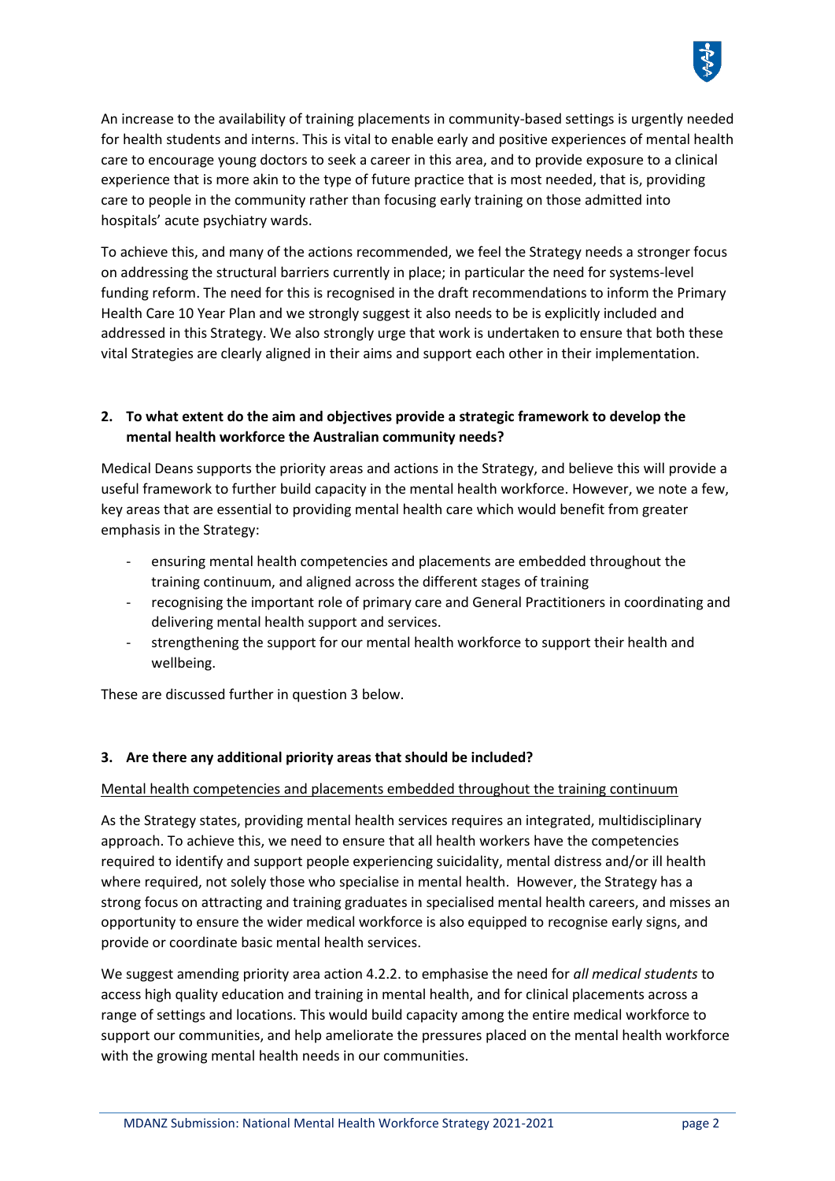An increase to the availability of training placements in community-based settings is urgently needed for health students and interns. This is vital to enable early and positive experiences of mental health care to encourage young doctors to seek a career in this area, and to provide exposure to a clinical experience that is more akin to the type of future practice that is most needed, that is, providing care to people in the community rather than focusing early training on those admitted into hospitals' acute psychiatry wards.

To achieve this, and many of the actions recommended, we feel the Strategy needs a stronger focus on addressing the structural barriers currently in place; in particular the need for systems-level funding reform. The need for this is recognised in the draft recommendations to inform the Primary Health Care 10 Year Plan and we strongly suggest it also needs to be is explicitly included and addressed in this Strategy. We also strongly urge that work is undertaken to ensure that both these vital Strategies are clearly aligned in their aims and support each other in their implementation.

**2. To what extent do the aim and objectives provide a strategic framework to develop the mental health workforce the Australian community needs?**

Medical Deans supports the priority areas and actions in the Strategy, and believe this will provide a useful framework to further build capacity in the mental health workforce. However, we note a few, key areas that are essential to providing mental health care which would benefit from greater emphasis in the Strategy:

- ensuring mental health competencies and placements are embedded throughout the training continuum, and aligned across the different stages of training
- recognising the important role of primary care and General Practitioners in coordinating and delivering mental health support and services.
- strengthening the support for our mental health workforce to support their health and wellbeing.

These are discussed further in question 3 below.

**3. Are there any additional priority areas that should be included?**

<u>Mental health competencies and placements embedded throughout the training continuum</u>

As the Strategy states, providing mental health services requires an integrated, multidisciplinary approach. To achieve this, we need to ensure that all health workers have the competencies required to identify and support people experiencing suicidality, mental distress and/or ill health where required, not solely those who specialise in mental health. However, the Strategy has a strong focus on attracting and training graduates in specialised mental health careers, and misses an opportunity to ensure the wider medical workforce is also equipped to recognise early signs, and provide or coordinate basic mental health services.

We suggest amending priority area action 4.2.2. to emphasise the need for *all medical students* to access high quality education and training in mental health, and for clinical placements across a range of settings and locations. This would build capacity among the entire medical workforce to support our communities, and help ameliorate the pressures placed on the mental health workforce with the growing mental health needs in our communities.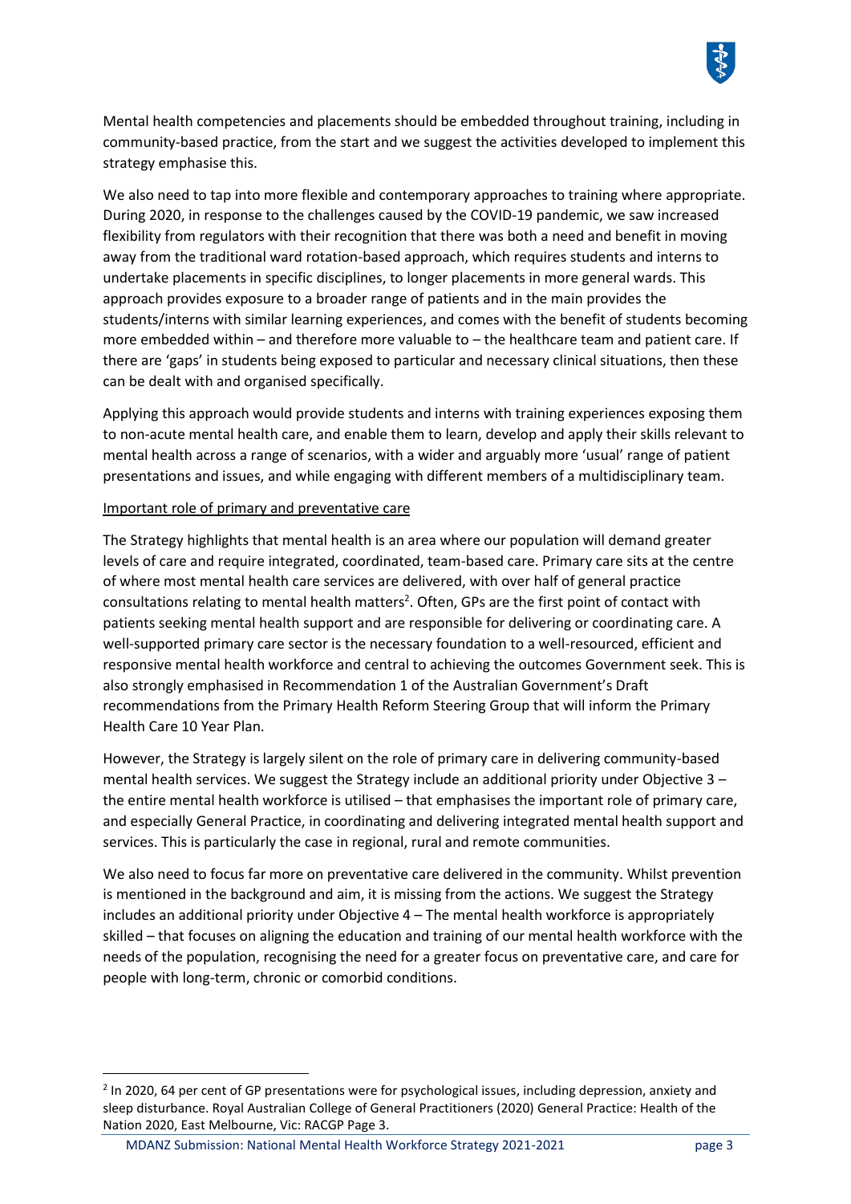Mental health competencies and placements should be embedded throughout training, including in community-based practice, from the start and we suggest the activities developed to implement this strategy emphasise this.

We also need to tap into more flexible and contemporary approaches to training where appropriate. During 2020, in response to the challenges caused by the COVID-19 pandemic, we saw increased flexibility from regulators with their recognition that there was both a need and benefit in moving away from the traditional ward rotation-based approach, which requires students and interns to undertake placements in specific disciplines, to longer placements in more general wards. This approach provides exposure to a broader range of patients and in the main provides the students/interns with similar learning experiences, and comes with the benefit of students becoming more embedded within – and therefore more valuable to – the healthcare team and patient care. If there are 'gaps' in students being exposed to particular and necessary clinical situations, then these can be dealt with and organised specifically.

Applying this approach would provide students and interns with training experiences exposing them to non-acute mental health care, and enable them to learn, develop and apply their skills relevant to mental health across a range of scenarios, with a wider and arguably more 'usual' range of patient presentations and issues, and while engaging with different members of a multidisciplinary team.

<u>Important role of primary and preventative care</u>

The Strategy highlights that mental health is an area where our population will demand greater levels of care and require integrated, coordinated, team-based care. Primary care sits at the centre of where most mental health care services are delivered, with over half of general practice consultations relating to mental health matters[2]. Often, GPs are the first point of contact with patients seeking mental health support and are responsible for delivering or coordinating care. A well-supported primary care sector is the necessary foundation to a well-resourced, efficient and responsive mental health workforce and central to achieving the outcomes Government seek. This is also strongly emphasised in Recommendation 1 of the Australian Government's Draft recommendations from the Primary Health Reform Steering Group that will inform the Primary Health Care 10 Year Plan.

However, the Strategy is largely silent on the role of primary care in delivering community-based mental health services. We suggest the Strategy include an additional priority under Objective 3 – the entire mental health workforce is utilised – that emphasises the important role of primary care, and especially General Practice, in coordinating and delivering integrated mental health support and services. This is particularly the case in regional, rural and remote communities.

We also need to focus far more on preventative care delivered in the community. Whilst prevention is mentioned in the background and aim, it is missing from the actions. We suggest the Strategy includes an additional priority under Objective 4 – The mental health workforce is appropriately skilled – that focuses on aligning the education and training of our mental health workforce with the needs of the population, recognising the need for a greater focus on preventative care, and care for people with long-term, chronic or comorbid conditions.

---

[2] In 2020, 64 per cent of GP presentations were for psychological issues, including depression, anxiety and sleep disturbance. Royal Australian College of General Practitioners (2020) General Practice: Health of the Nation 2020, East Melbourne, Vic: RACGP Page 3.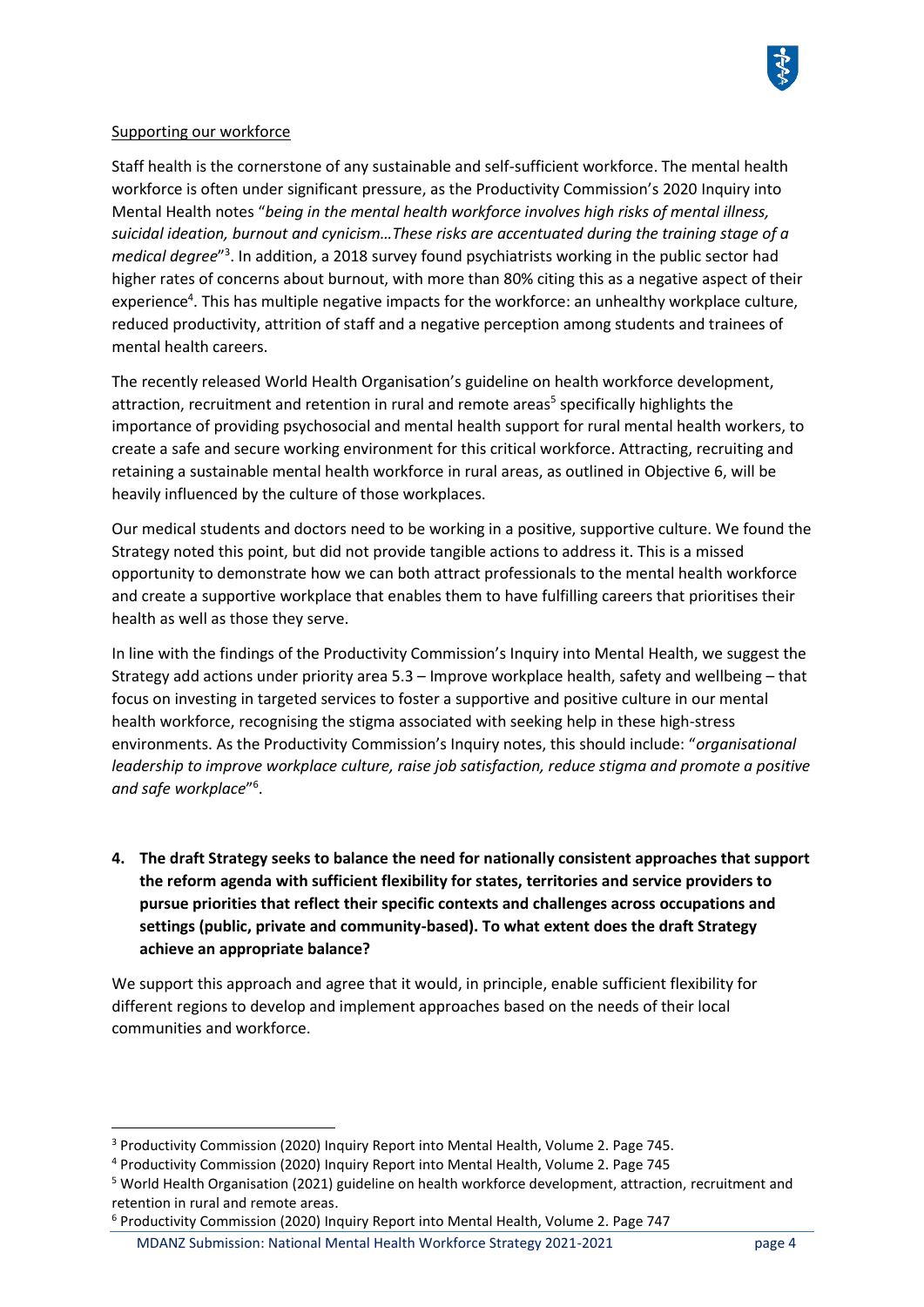Supporting our workforce

Staff health is the cornerstone of any sustainable and self-sufficient workforce. The mental health workforce is often under significant pressure, as the Productivity Commission's 2020 Inquiry into Mental Health notes "*being in the mental health workforce involves high risks of mental illness, suicidal ideation, burnout and cynicism…These risks are accentuated during the training stage of a medical degree*"[3]. In addition, a 2018 survey found psychiatrists working in the public sector had higher rates of concerns about burnout, with more than 80% citing this as a negative aspect of their experience[4]. This has multiple negative impacts for the workforce: an unhealthy workplace culture, reduced productivity, attrition of staff and a negative perception among students and trainees of mental health careers.

The recently released World Health Organisation's guideline on health workforce development, attraction, recruitment and retention in rural and remote areas[5] specifically highlights the importance of providing psychosocial and mental health support for rural mental health workers, to create a safe and secure working environment for this critical workforce. Attracting, recruiting and retaining a sustainable mental health workforce in rural areas, as outlined in Objective 6, will be heavily influenced by the culture of those workplaces.

Our medical students and doctors need to be working in a positive, supportive culture. We found the Strategy noted this point, but did not provide tangible actions to address it. This is a missed opportunity to demonstrate how we can both attract professionals to the mental health workforce and create a supportive workplace that enables them to have fulfilling careers that prioritises their health as well as those they serve.

In line with the findings of the Productivity Commission's Inquiry into Mental Health, we suggest the Strategy add actions under priority area 5.3 – Improve workplace health, safety and wellbeing – that focus on investing in targeted services to foster a supportive and positive culture in our mental health workforce, recognising the stigma associated with seeking help in these high-stress environments. As the Productivity Commission's Inquiry notes, this should include: "*organisational leadership to improve workplace culture, raise job satisfaction, reduce stigma and promote a positive and safe workplace*"[6].

4. **The draft Strategy seeks to balance the need for nationally consistent approaches that support the reform agenda with sufficient flexibility for states, territories and service providers to pursue priorities that reflect their specific contexts and challenges across occupations and settings (public, private and community-based). To what extent does the draft Strategy achieve an appropriate balance?**

We support this approach and agree that it would, in principle, enable sufficient flexibility for different regions to develop and implement approaches based on the needs of their local communities and workforce.

---

[3] Productivity Commission (2020) Inquiry Report into Mental Health, Volume 2. Page 745.

[4] Productivity Commission (2020) Inquiry Report into Mental Health, Volume 2. Page 745

[5] World Health Organisation (2021) guideline on health workforce development, attraction, recruitment and retention in rural and remote areas.

[6] Productivity Commission (2020) Inquiry Report into Mental Health, Volume 2. Page 747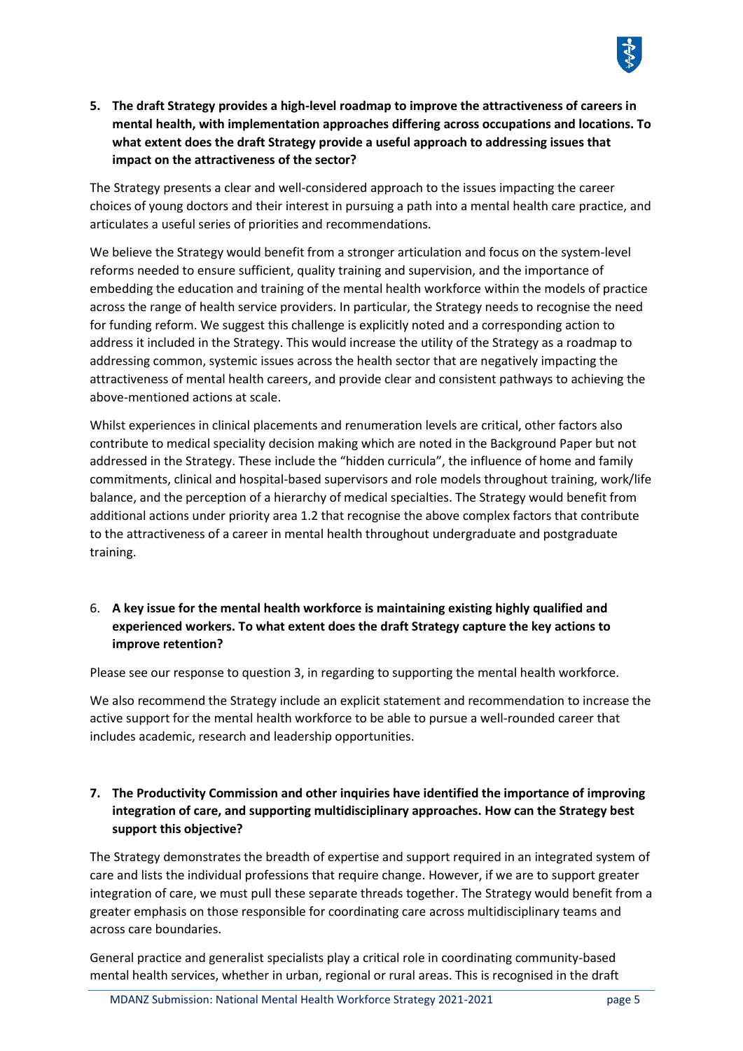5. **The draft Strategy provides a high-level roadmap to improve the attractiveness of careers in mental health, with implementation approaches differing across occupations and locations. To what extent does the draft Strategy provide a useful approach to addressing issues that impact on the attractiveness of the sector?**

The Strategy presents a clear and well-considered approach to the issues impacting the career choices of young doctors and their interest in pursuing a path into a mental health care practice, and articulates a useful series of priorities and recommendations.

We believe the Strategy would benefit from a stronger articulation and focus on the system-level reforms needed to ensure sufficient, quality training and supervision, and the importance of embedding the education and training of the mental health workforce within the models of practice across the range of health service providers. In particular, the Strategy needs to recognise the need for funding reform. We suggest this challenge is explicitly noted and a corresponding action to address it included in the Strategy. This would increase the utility of the Strategy as a roadmap to addressing common, systemic issues across the health sector that are negatively impacting the attractiveness of mental health careers, and provide clear and consistent pathways to achieving the above-mentioned actions at scale.

Whilst experiences in clinical placements and renumeration levels are critical, other factors also contribute to medical speciality decision making which are noted in the Background Paper but not addressed in the Strategy. These include the "hidden curricula", the influence of home and family commitments, clinical and hospital-based supervisors and role models throughout training, work/life balance, and the perception of a hierarchy of medical specialties. The Strategy would benefit from additional actions under priority area 1.2 that recognise the above complex factors that contribute to the attractiveness of a career in mental health throughout undergraduate and postgraduate training.

6. **A key issue for the mental health workforce is maintaining existing highly qualified and experienced workers. To what extent does the draft Strategy capture the key actions to improve retention?**

Please see our response to question 3, in regarding to supporting the mental health workforce.

We also recommend the Strategy include an explicit statement and recommendation to increase the active support for the mental health workforce to be able to pursue a well-rounded career that includes academic, research and leadership opportunities.

7. **The Productivity Commission and other inquiries have identified the importance of improving integration of care, and supporting multidisciplinary approaches. How can the Strategy best support this objective?**

The Strategy demonstrates the breadth of expertise and support required in an integrated system of care and lists the individual professions that require change. However, if we are to support greater integration of care, we must pull these separate threads together. The Strategy would benefit from a greater emphasis on those responsible for coordinating care across multidisciplinary teams and across care boundaries.

General practice and generalist specialists play a critical role in coordinating community-based mental health services, whether in urban, regional or rural areas. This is recognised in the draft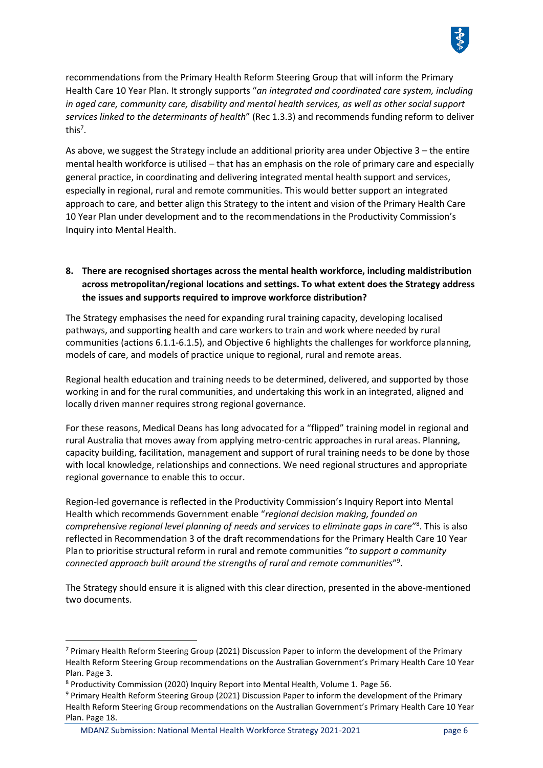recommendations from the Primary Health Reform Steering Group that will inform the Primary Health Care 10 Year Plan. It strongly supports "*an integrated and coordinated care system, including in aged care, community care, disability and mental health services, as well as other social support services linked to the determinants of health*" (Rec 1.3.3) and recommends funding reform to deliver this[7].

As above, we suggest the Strategy include an additional priority area under Objective 3 – the entire mental health workforce is utilised – that has an emphasis on the role of primary care and especially general practice, in coordinating and delivering integrated mental health support and services, especially in regional, rural and remote communities. This would better support an integrated approach to care, and better align this Strategy to the intent and vision of the Primary Health Care 10 Year Plan under development and to the recommendations in the Productivity Commission's Inquiry into Mental Health.

**8. There are recognised shortages across the mental health workforce, including maldistribution across metropolitan/regional locations and settings. To what extent does the Strategy address the issues and supports required to improve workforce distribution?**

The Strategy emphasises the need for expanding rural training capacity, developing localised pathways, and supporting health and care workers to train and work where needed by rural communities (actions 6.1.1-6.1.5), and Objective 6 highlights the challenges for workforce planning, models of care, and models of practice unique to regional, rural and remote areas.

Regional health education and training needs to be determined, delivered, and supported by those working in and for the rural communities, and undertaking this work in an integrated, aligned and locally driven manner requires strong regional governance.

For these reasons, Medical Deans has long advocated for a "flipped" training model in regional and rural Australia that moves away from applying metro-centric approaches in rural areas. Planning, capacity building, facilitation, management and support of rural training needs to be done by those with local knowledge, relationships and connections. We need regional structures and appropriate regional governance to enable this to occur.

Region-led governance is reflected in the Productivity Commission's Inquiry Report into Mental Health which recommends Government enable "*regional decision making, founded on comprehensive regional level planning of needs and services to eliminate gaps in care*"[8]. This is also reflected in Recommendation 3 of the draft recommendations for the Primary Health Care 10 Year Plan to prioritise structural reform in rural and remote communities "*to support a community connected approach built around the strengths of rural and remote communities*"[9].

The Strategy should ensure it is aligned with this clear direction, presented in the above-mentioned two documents.

---

[7] Primary Health Reform Steering Group (2021) Discussion Paper to inform the development of the Primary Health Reform Steering Group recommendations on the Australian Government's Primary Health Care 10 Year Plan. Page 3.

[8] Productivity Commission (2020) Inquiry Report into Mental Health, Volume 1. Page 56.

[9] Primary Health Reform Steering Group (2021) Discussion Paper to inform the development of the Primary Health Reform Steering Group recommendations on the Australian Government's Primary Health Care 10 Year Plan. Page 18.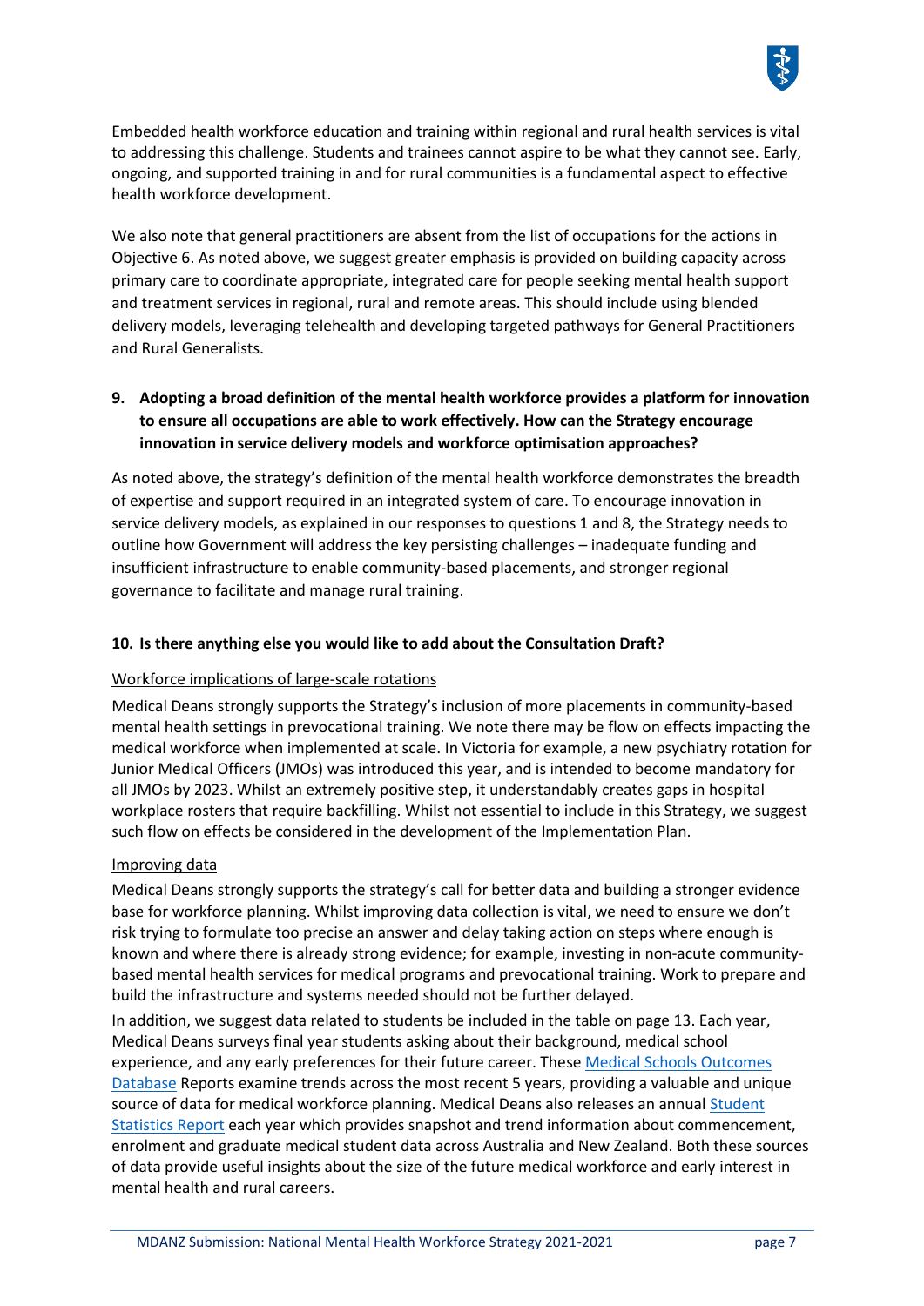Embedded health workforce education and training within regional and rural health services is vital to addressing this challenge. Students and trainees cannot aspire to be what they cannot see. Early, ongoing, and supported training in and for rural communities is a fundamental aspect to effective health workforce development.

We also note that general practitioners are absent from the list of occupations for the actions in Objective 6. As noted above, we suggest greater emphasis is provided on building capacity across primary care to coordinate appropriate, integrated care for people seeking mental health support and treatment services in regional, rural and remote areas. This should include using blended delivery models, leveraging telehealth and developing targeted pathways for General Practitioners and Rural Generalists.

**9. Adopting a broad definition of the mental health workforce provides a platform for innovation to ensure all occupations are able to work effectively. How can the Strategy encourage innovation in service delivery models and workforce optimisation approaches?**

As noted above, the strategy's definition of the mental health workforce demonstrates the breadth of expertise and support required in an integrated system of care. To encourage innovation in service delivery models, as explained in our responses to questions 1 and 8, the Strategy needs to outline how Government will address the key persisting challenges – inadequate funding and insufficient infrastructure to enable community-based placements, and stronger regional governance to facilitate and manage rural training.

**10. Is there anything else you would like to add about the Consultation Draft?**

Workforce implications of large-scale rotations

Medical Deans strongly supports the Strategy's inclusion of more placements in community-based mental health settings in prevocational training. We note there may be flow on effects impacting the medical workforce when implemented at scale. In Victoria for example, a new psychiatry rotation for Junior Medical Officers (JMOs) was introduced this year, and is intended to become mandatory for all JMOs by 2023. Whilst an extremely positive step, it understandably creates gaps in hospital workplace rosters that require backfilling. Whilst not essential to include in this Strategy, we suggest such flow on effects be considered in the development of the Implementation Plan.

Improving data

Medical Deans strongly supports the strategy's call for better data and building a stronger evidence base for workforce planning. Whilst improving data collection is vital, we need to ensure we don't risk trying to formulate too precise an answer and delay taking action on steps where enough is known and where there is already strong evidence; for example, investing in non-acute community-based mental health services for medical programs and prevocational training. Work to prepare and build the infrastructure and systems needed should not be further delayed.

In addition, we suggest data related to students be included in the table on page 13. Each year, Medical Deans surveys final year students asking about their background, medical school experience, and any early preferences for their future career. These Medical Schools Outcomes Database Reports examine trends across the most recent 5 years, providing a valuable and unique source of data for medical workforce planning. Medical Deans also releases an annual Student Statistics Report each year which provides snapshot and trend information about commencement, enrolment and graduate medical student data across Australia and New Zealand. Both these sources of data provide useful insights about the size of the future medical workforce and early interest in mental health and rural careers.